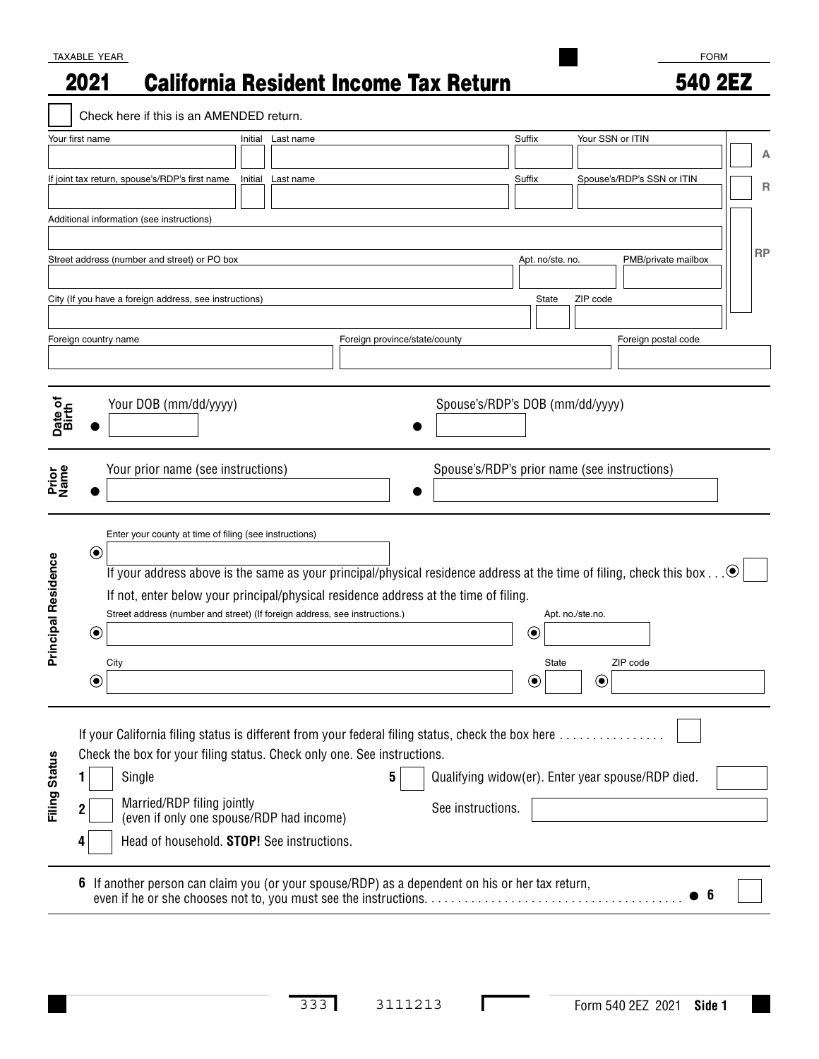TAXABLE YEAR

# 2021 California Resident Income Tax Return

FORM

# 540 2EZ

☐ Check here if this is an AMENDED return.

| Your first name | Initial | Last name | Suffix | Your SSN or ITIN |
|---|---|---|---|---|
| | | | | |

| If joint tax return, spouse's/RDP's first name | Initial | Last name | Suffix | Spouse's/RDP's SSN or ITIN |
|---|---|---|---|---|
| | | | | |

A

R

RP

Additional information (see instructions)

| Street address (number and street) or PO box | Apt. no/ste. no. | PMB/private mailbox |
|---|---|---|
| | | |

| City (If you have a foreign address, see instructions) | State | ZIP code |
|---|---|---|
| | | |

| Foreign country name | Foreign province/state/county | Foreign postal code |
|---|---|---|
| | | |

## Date of Birth

Your DOB (mm/dd/yyyy)

Spouse's/RDP's DOB (mm/dd/yyyy)

## Prior Name

Your prior name (see instructions)

Spouse's/RDP's prior name (see instructions)

## Principal Residence

Enter your county at time of filing (see instructions)

If your address above is the same as your principal/physical residence address at the time of filing, check this box . . . ☐

If not, enter below your principal/physical residence address at the time of filing.

| Street address (number and street) (If foreign address, see instructions.) | Apt. no./ste.no. |
|---|---|
| | |

| City | State | ZIP code |
|---|---|---|
| | | |

## Filing Status

If your California filing status is different from your federal filing status, check the box here . . . . . . . . . . . . . . . . ☐

Check the box for your filing status. Check only one. See instructions.

**1** ☐ Single

**2** ☐ Married/RDP filing jointly (even if only one spouse/RDP had income)

**4** ☐ Head of household. **STOP!** See instructions.

**5** ☐ Qualifying widow(er). Enter year spouse/RDP died. See instructions.

**6** If another person can claim you (or your spouse/RDP) as a dependent on his or her tax return, even if he or she chooses not to, you must see the instructions. . . . . . . . . . . . . . . . . . . . . . . . . . . . . . . . . . . . . . ● **6** ☐

333 3111213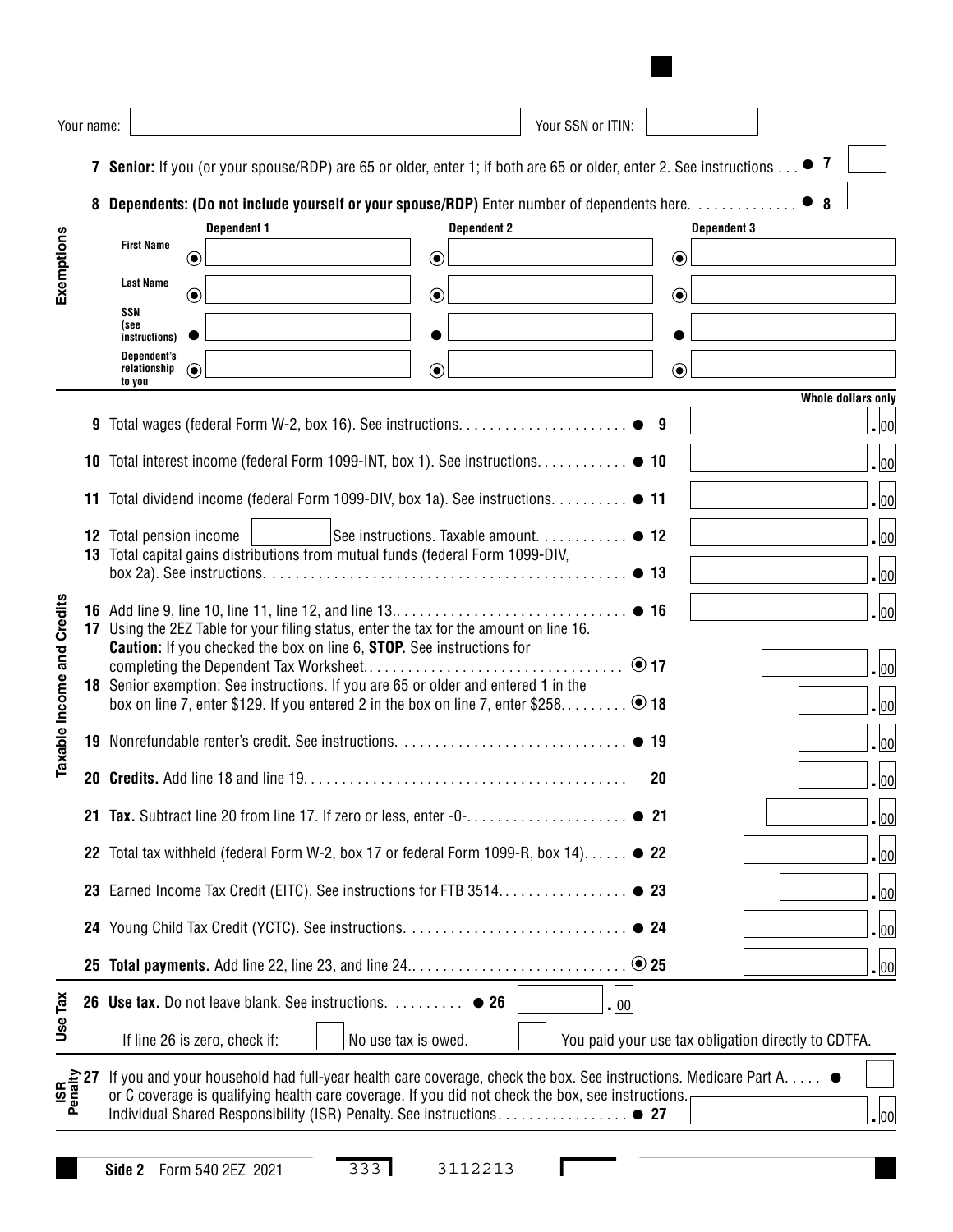Your name: ______________________ Your SSN or ITIN: ______________

**7 Senior:** If you (or your spouse/RDP) are 65 or older, enter 1; if both are 65 or older, enter 2. See instructions . . . ● 7 ____

**8 Dependents: (Do not include yourself or your spouse/RDP)** Enter number of dependents here. . . . . . . . . . . . . ● 8 ____

## Exemptions

| | Dependent 1 | Dependent 2 | Dependent 3 |
|---|---|---|---|
| First Name | | | |
| Last Name | | | |
| SSN (see instructions) | | | |
| Dependent's relationship to you | | | |

## Taxable Income and Credits

*Whole dollars only*

| Line | Description | Amount |
|---|---|---|
| 9 | Total wages (federal Form W-2, box 16). See instructions. . . . . . . . . . . . . . . . . . . . . ● 9 | .00 |
| 10 | Total interest income (federal Form 1099-INT, box 1). See instructions. . . . . . . . . . . . ● 10 | .00 |
| 11 | Total dividend income (federal Form 1099-DIV, box 1a). See instructions. . . . . . . . . . ● 11 | .00 |
| 12 | Total pension income ________ See instructions. Taxable amount. . . . . . . . . . . . ● 12 | .00 |
| 13 | Total capital gains distributions from mutual funds (federal Form 1099-DIV, box 2a). See instructions. . . . . . . . . . . . . . . . . . . . . . . . . . . . . . . . . . . . . . . . . . . . . . . ● 13 | .00 |
| 16 | Add line 9, line 10, line 11, line 12, and line 13.. . . . . . . . . . . . . . . . . . . . . . . . . . . . . ● 16 | .00 |
| 17 | Using the 2EZ Table for your filing status, enter the tax for the amount on line 16. **Caution:** If you checked the box on line 6, **STOP.** See instructions for completing the Dependent Tax Worksheet. . . . . . . . . . . . . . . . . . . . . . . . . . . . . . . . . . ◉ 17 | .00 |
| 18 | Senior exemption: See instructions. If you are 65 or older and entered 1 in the box on line 7, enter $129. If you entered 2 in the box on line 7, enter $258. . . . . . . . . ◉ 18 | .00 |
| 19 | Nonrefundable renter's credit. See instructions. . . . . . . . . . . . . . . . . . . . . . . . . . . . . ● 19 | .00 |
| 20 | **Credits.** Add line 18 and line 19. . . . . . . . . . . . . . . . . . . . . . . . . . . . . . . . . . . . . . . . . 20 | .00 |
| 21 | **Tax.** Subtract line 20 from line 17. If zero or less, enter -0-. . . . . . . . . . . . . . . . . . . . ● 21 | .00 |
| 22 | Total tax withheld (federal Form W-2, box 17 or federal Form 1099-R, box 14). . . . . . ● 22 | .00 |
| 23 | Earned Income Tax Credit (EITC). See instructions for FTB 3514. . . . . . . . . . . . . . . . ● 23 | .00 |
| 24 | Young Child Tax Credit (YCTC). See instructions. . . . . . . . . . . . . . . . . . . . . . . . . . . . ● 24 | .00 |
| 25 | **Total payments.** Add line 22, line 23, and line 24.. . . . . . . . . . . . . . . . . . . . . . . . . . . ◉ 25 | .00 |

## Use Tax

**26 Use tax.** Do not leave blank. See instructions. . . . . . . . . . ● 26 ________ .00

If line 26 is zero, check if: ☐ No use tax is owed. ☐ You paid your use tax obligation directly to CDTFA.

## ISR Penalty

**27** If you and your household had full-year health care coverage, check the box. See instructions. Medicare Part A. . . . . ● ☐
or C coverage is qualifying health care coverage. If you did not check the box, see instructions.
Individual Shared Responsibility (ISR) Penalty. See instructions. . . . . . . . . . . . . . . . . ● 27 ________ .00

Side 2 Form 540 2EZ 2021 333 3112213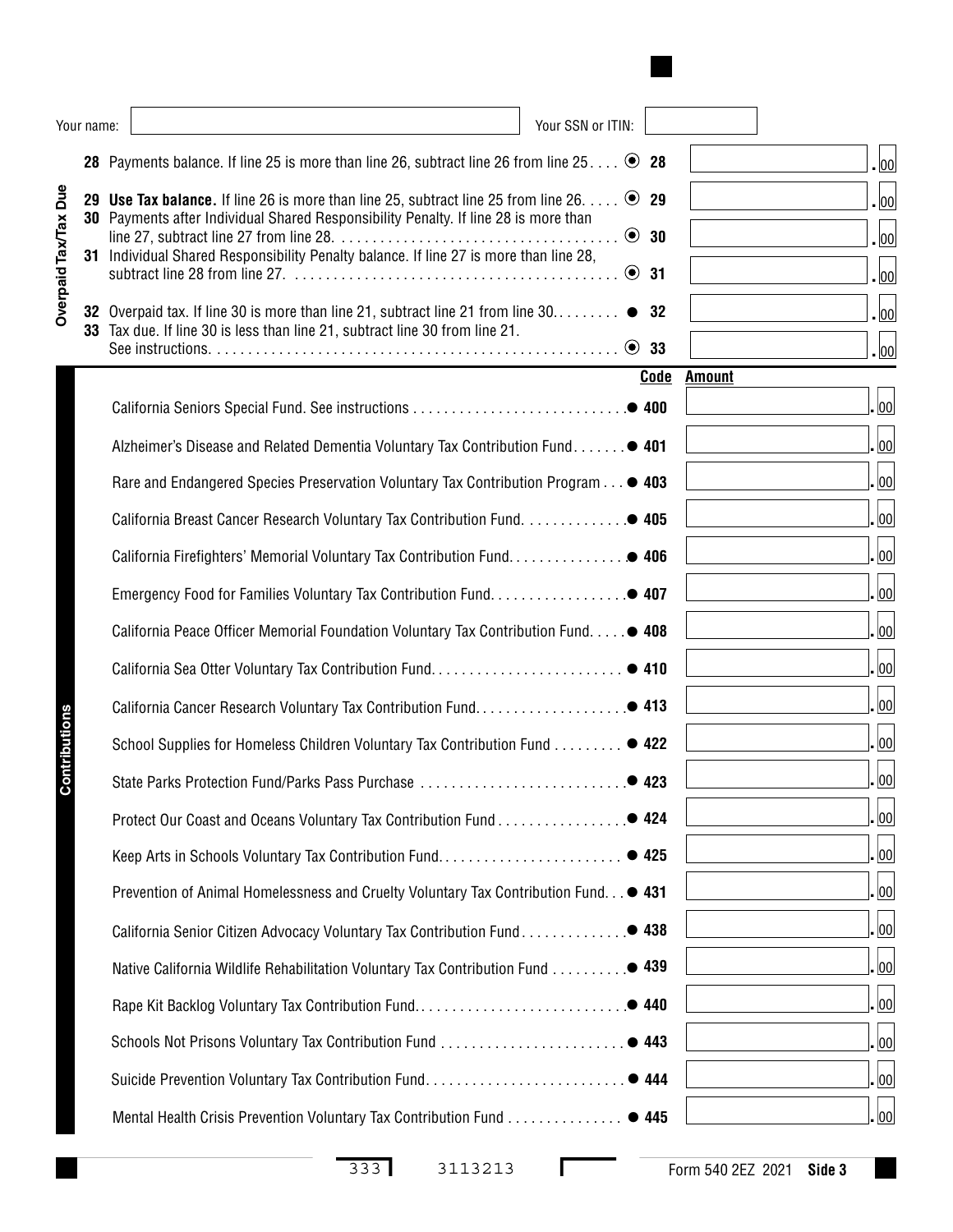Your name: ____________________ Your SSN or ITIN: ____________

## Overpaid Tax/Tax Due

| Line | Description | Line No. | Amount |
|---|---|---|---|
| 28 | Payments balance. If line 25 is more than line 26, subtract line 26 from line 25 | 28 | .00 |
| 29 | **Use Tax balance.** If line 26 is more than line 25, subtract line 25 from line 26 | 29 | .00 |
| 30 | Payments after Individual Shared Responsibility Penalty. If line 28 is more than line 27, subtract line 27 from line 28 | 30 | .00 |
| 31 | Individual Shared Responsibility Penalty balance. If line 27 is more than line 28, subtract line 28 from line 27 | 31 | .00 |
| 32 | Overpaid tax. If line 30 is more than line 21, subtract line 21 from line 30 | 32 | .00 |
| 33 | Tax due. If line 30 is less than line 21, subtract line 30 from line 21. See instructions | 33 | .00 |

## Contributions

| Fund | Code | Amount |
|---|---|---|
| California Seniors Special Fund. See instructions | 400 | .00 |
| Alzheimer's Disease and Related Dementia Voluntary Tax Contribution Fund | 401 | .00 |
| Rare and Endangered Species Preservation Voluntary Tax Contribution Program | 403 | .00 |
| California Breast Cancer Research Voluntary Tax Contribution Fund | 405 | .00 |
| California Firefighters' Memorial Voluntary Tax Contribution Fund | 406 | .00 |
| Emergency Food for Families Voluntary Tax Contribution Fund | 407 | .00 |
| California Peace Officer Memorial Foundation Voluntary Tax Contribution Fund | 408 | .00 |
| California Sea Otter Voluntary Tax Contribution Fund | 410 | .00 |
| California Cancer Research Voluntary Tax Contribution Fund | 413 | .00 |
| School Supplies for Homeless Children Voluntary Tax Contribution Fund | 422 | .00 |
| State Parks Protection Fund/Parks Pass Purchase | 423 | .00 |
| Protect Our Coast and Oceans Voluntary Tax Contribution Fund | 424 | .00 |
| Keep Arts in Schools Voluntary Tax Contribution Fund | 425 | .00 |
| Prevention of Animal Homelessness and Cruelty Voluntary Tax Contribution Fund | 431 | .00 |
| California Senior Citizen Advocacy Voluntary Tax Contribution Fund | 438 | .00 |
| Native California Wildlife Rehabilitation Voluntary Tax Contribution Fund | 439 | .00 |
| Rape Kit Backlog Voluntary Tax Contribution Fund | 440 | .00 |
| Schools Not Prisons Voluntary Tax Contribution Fund | 443 | .00 |
| Suicide Prevention Voluntary Tax Contribution Fund | 444 | .00 |
| Mental Health Crisis Prevention Voluntary Tax Contribution Fund | 445 | .00 |

333 3113213 Form 540 2EZ 2021 **Side 3**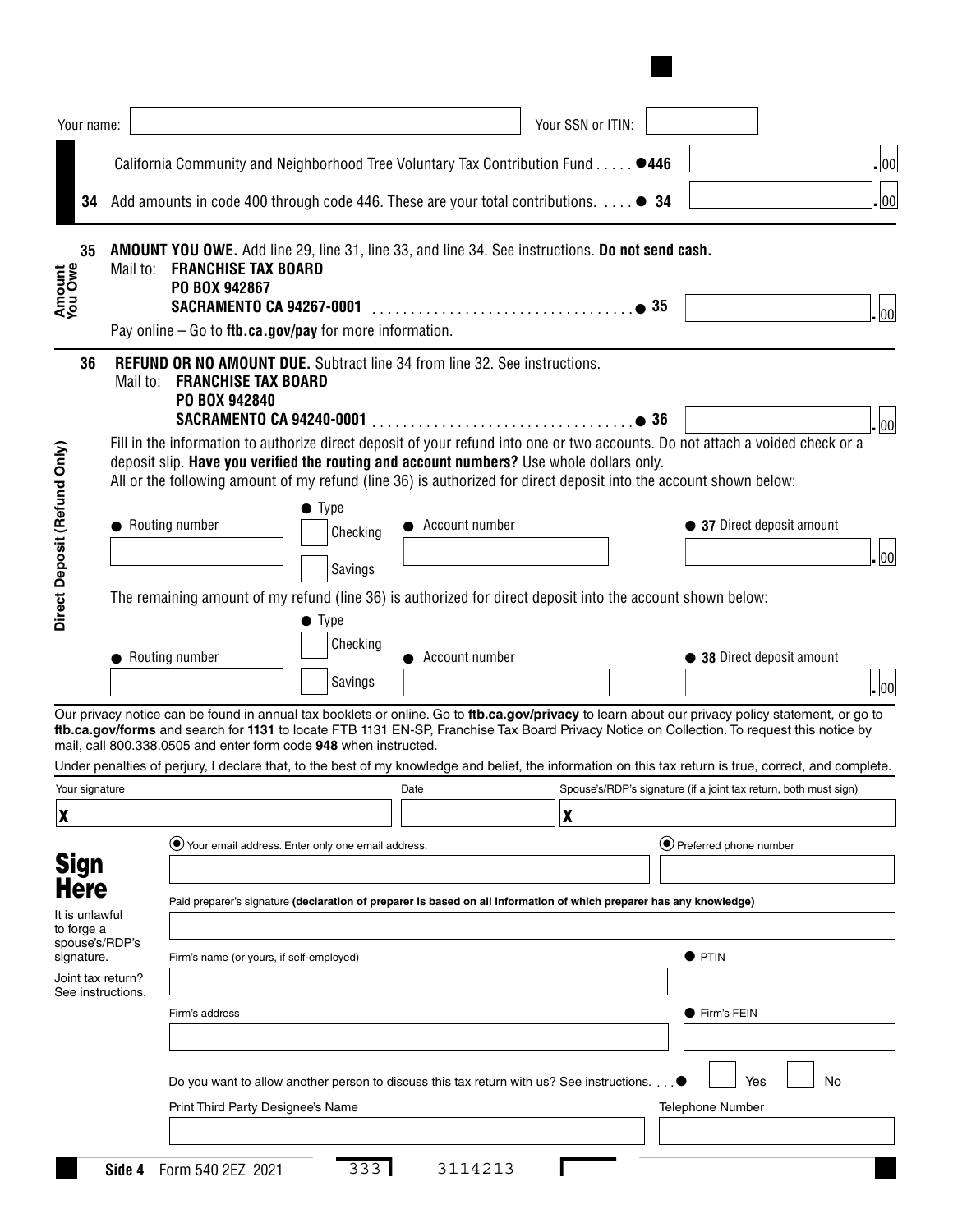Your name: _______________ Your SSN or ITIN: _______________

California Community and Neighborhood Tree Voluntary Tax Contribution Fund . . . . . ● 446 _______ .00

**34** Add amounts in code 400 through code 446. These are your total contributions. . . . . ● 34 _______ .00

## Amount You Owe

**35** **AMOUNT YOU OWE.** Add line 29, line 31, line 33, and line 34. See instructions. **Do not send cash.**

Mail to: **FRANCHISE TAX BOARD**
**PO BOX 942867**
**SACRAMENTO CA 94267-0001** . . . . . . . . . . . . . . . . . . . . . . . . . . . . . . . . . ● 35 _______ .00

Pay online – Go to **ftb.ca.gov/pay** for more information.

**36** **REFUND OR NO AMOUNT DUE.** Subtract line 34 from line 32. See instructions.

Mail to: **FRANCHISE TAX BOARD**
**PO BOX 942840**
**SACRAMENTO CA 94240-0001** . . . . . . . . . . . . . . . . . . . . . . . . . . . . . . . . . ● 36 _______ .00

## Direct Deposit (Refund Only)

Fill in the information to authorize direct deposit of your refund into one or two accounts. Do not attach a voided check or a deposit slip. **Have you verified the routing and account numbers?** Use whole dollars only.

All or the following amount of my refund (line 36) is authorized for direct deposit into the account shown below:

| ● Routing number | ● Type | ● Account number | ● 37 Direct deposit amount |
|---|---|---|---|
| | ☐ Checking ☐ Savings | | .00 |

The remaining amount of my refund (line 36) is authorized for direct deposit into the account shown below:

| ● Routing number | ● Type | ● Account number | ● 38 Direct deposit amount |
|---|---|---|---|
| | ☐ Checking ☐ Savings | | .00 |

Our privacy notice can be found in annual tax booklets or online. Go to **ftb.ca.gov/privacy** to learn about our privacy policy statement, or go to **ftb.ca.gov/forms** and search for **1131** to locate FTB 1131 EN-SP, Franchise Tax Board Privacy Notice on Collection. To request this notice by mail, call 800.338.0505 and enter form code **948** when instructed.

Under penalties of perjury, I declare that, to the best of my knowledge and belief, the information on this tax return is true, correct, and complete.

## Sign Here

It is unlawful to forge a spouse's/RDP's signature.

Joint tax return? See instructions.

Your signature: **X** _______________ Date: _______________

Spouse's/RDP's signature (if a joint tax return, both must sign): **X** _______________

Your email address. Enter only one email address. _______________

Preferred phone number _______________

Paid preparer's signature **(declaration of preparer is based on all information of which preparer has any knowledge)** _______________

Firm's name (or yours, if self-employed) _______________ ● PTIN _______________

Firm's address _______________ ● Firm's FEIN _______________

Do you want to allow another person to discuss this tax return with us? See instructions. . . . ● ☐ Yes ☐ No

Print Third Party Designee's Name _______________ Telephone Number _______________

**Side 4** Form 540 2EZ 2021 333 3114213